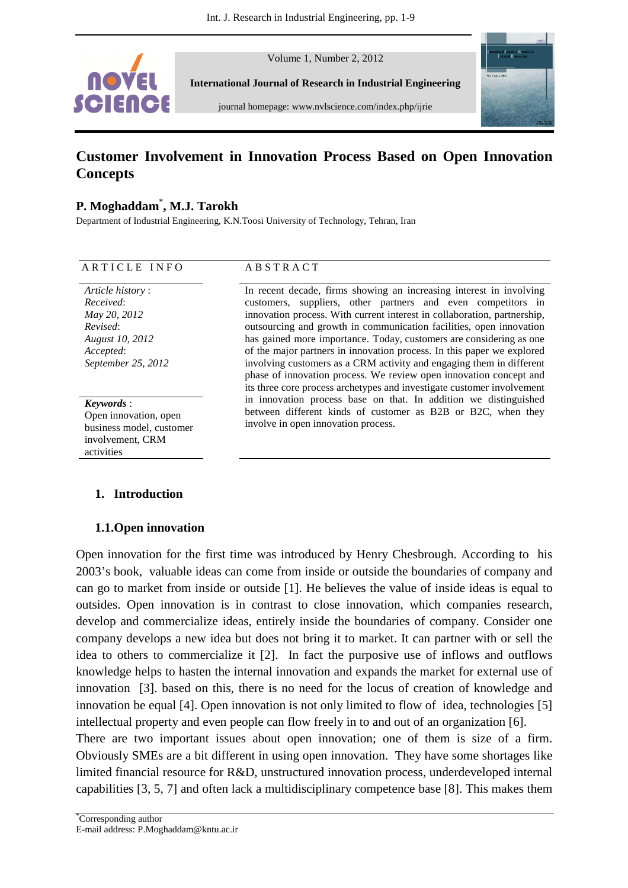# Customer Involvement in Innovation Process Based on Open Innovation Concepts

**P. Moghaddam*, M.J. Tarokh**

Department of Industrial Engineering, K.N.Toosi University of Technology, Tehran, Iran

**ARTICLE INFO**

*Article history*:
*Received*:
*May 20, 2012*
*Revised*:
*August 10, 2012*
*Accepted*:
*September 25, 2012*

***Keywords*** :
Open innovation, open business model, customer involvement, CRM activities

**ABSTRACT**

In recent decade, firms showing an increasing interest in involving customers, suppliers, other partners and even competitors in innovation process. With current interest in collaboration, partnership, outsourcing and growth in communication facilities, open innovation has gained more importance. Today, customers are considering as one of the major partners in innovation process. In this paper we explored involving customers as a CRM activity and engaging them in different phase of innovation process. We review open innovation concept and its three core process archetypes and investigate customer involvement in innovation process base on that. In addition we distinguished between different kinds of customer as B2B or B2C, when they involve in open innovation process.

## 1. Introduction

### 1.1. Open innovation

Open innovation for the first time was introduced by Henry Chesbrough. According to his 2003's book, valuable ideas can come from inside or outside the boundaries of company and can go to market from inside or outside [1]. He believes the value of inside ideas is equal to outsides. Open innovation is in contrast to close innovation, which companies research, develop and commercialize ideas, entirely inside the boundaries of company. Consider one company develops a new idea but does not bring it to market. It can partner with or sell the idea to others to commercialize it [2]. In fact the purposive use of inflows and outflows knowledge helps to hasten the internal innovation and expands the market for external use of innovation [3]. based on this, there is no need for the locus of creation of knowledge and innovation be equal [4]. Open innovation is not only limited to flow of idea, technologies [5] intellectual property and even people can flow freely in to and out of an organization [6].

There are two important issues about open innovation; one of them is size of a firm. Obviously SMEs are a bit different in using open innovation. They have some shortages like limited financial resource for R&D, unstructured innovation process, underdeveloped internal capabilities [3, 5, 7] and often lack a multidisciplinary competence base [8]. This makes them

---

*Corresponding author
E-mail address: P.Moghaddam@kntu.ac.ir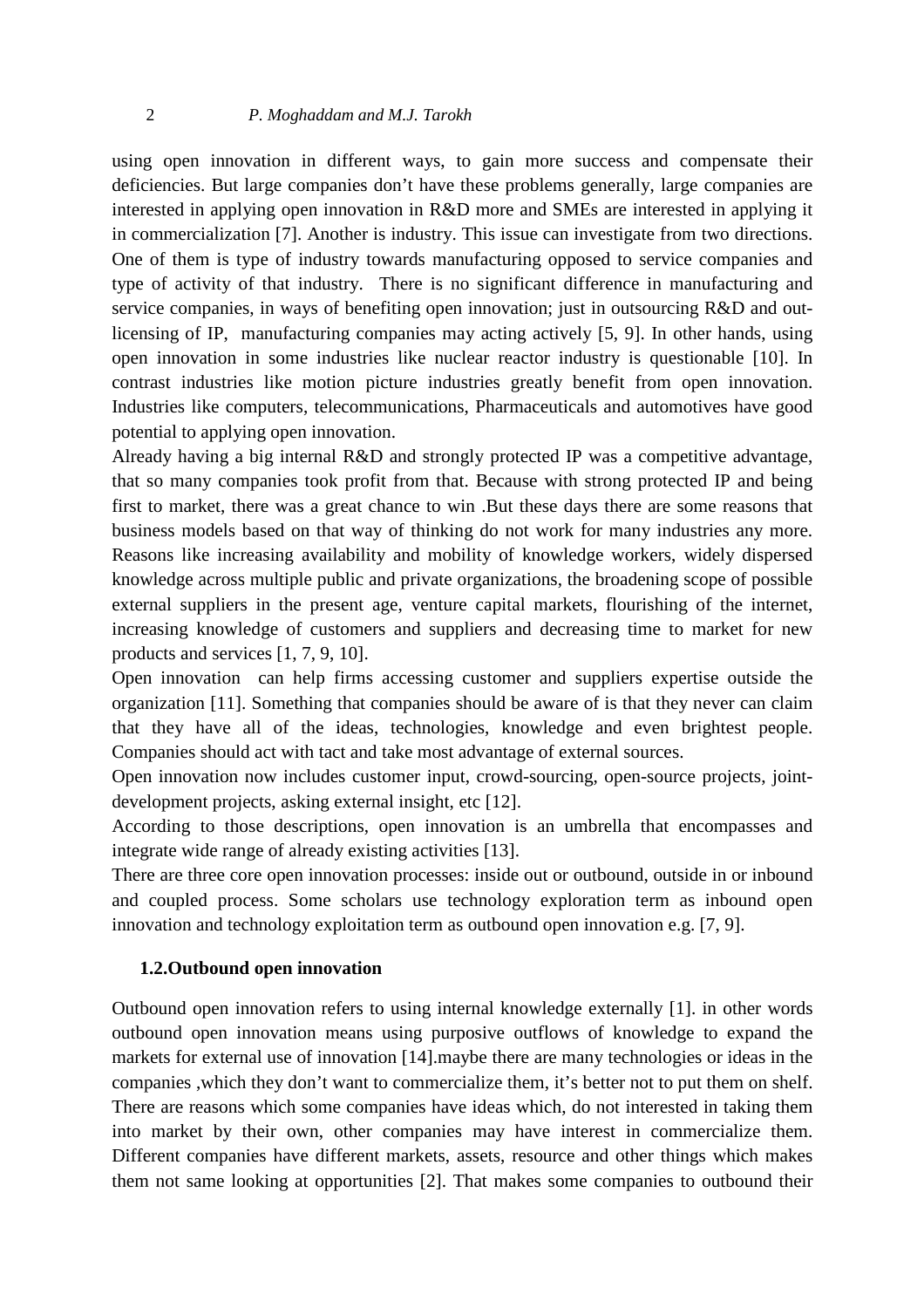using open innovation in different ways, to gain more success and compensate their deficiencies. But large companies don't have these problems generally, large companies are interested in applying open innovation in R&D more and SMEs are interested in applying it in commercialization [7]. Another is industry. This issue can investigate from two directions. One of them is type of industry towards manufacturing opposed to service companies and type of activity of that industry. There is no significant difference in manufacturing and service companies, in ways of benefiting open innovation; just in outsourcing R&D and out-licensing of IP, manufacturing companies may acting actively [5, 9]. In other hands, using open innovation in some industries like nuclear reactor industry is questionable [10]. In contrast industries like motion picture industries greatly benefit from open innovation. Industries like computers, telecommunications, Pharmaceuticals and automotives have good potential to applying open innovation.

Already having a big internal R&D and strongly protected IP was a competitive advantage, that so many companies took profit from that. Because with strong protected IP and being first to market, there was a great chance to win .But these days there are some reasons that business models based on that way of thinking do not work for many industries any more. Reasons like increasing availability and mobility of knowledge workers, widely dispersed knowledge across multiple public and private organizations, the broadening scope of possible external suppliers in the present age, venture capital markets, flourishing of the internet, increasing knowledge of customers and suppliers and decreasing time to market for new products and services [1, 7, 9, 10].

Open innovation can help firms accessing customer and suppliers expertise outside the organization [11]. Something that companies should be aware of is that they never can claim that they have all of the ideas, technologies, knowledge and even brightest people. Companies should act with tact and take most advantage of external sources.

Open innovation now includes customer input, crowd-sourcing, open-source projects, joint-development projects, asking external insight, etc [12].

According to those descriptions, open innovation is an umbrella that encompasses and integrate wide range of already existing activities [13].

There are three core open innovation processes: inside out or outbound, outside in or inbound and coupled process. Some scholars use technology exploration term as inbound open innovation and technology exploitation term as outbound open innovation e.g. [7, 9].

### 1.2.Outbound open innovation

Outbound open innovation refers to using internal knowledge externally [1]. in other words outbound open innovation means using purposive outflows of knowledge to expand the markets for external use of innovation [14].maybe there are many technologies or ideas in the companies ,which they don't want to commercialize them, it's better not to put them on shelf. There are reasons which some companies have ideas which, do not interested in taking them into market by their own, other companies may have interest in commercialize them. Different companies have different markets, assets, resource and other things which makes them not same looking at opportunities [2]. That makes some companies to outbound their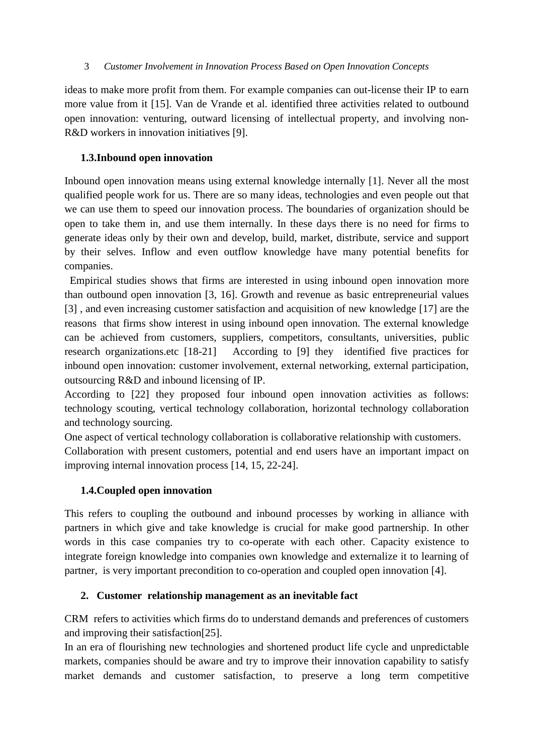ideas to make more profit from them. For example companies can out-license their IP to earn more value from it [15]. Van de Vrande et al. identified three activities related to outbound open innovation: venturing, outward licensing of intellectual property, and involving non-R&D workers in innovation initiatives [9].

### 1.3.Inbound open innovation

Inbound open innovation means using external knowledge internally [1]. Never all the most qualified people work for us. There are so many ideas, technologies and even people out that we can use them to speed our innovation process. The boundaries of organization should be open to take them in, and use them internally. In these days there is no need for firms to generate ideas only by their own and develop, build, market, distribute, service and support by their selves. Inflow and even outflow knowledge have many potential benefits for companies.

Empirical studies shows that firms are interested in using inbound open innovation more than outbound open innovation [3, 16]. Growth and revenue as basic entrepreneurial values [3] , and even increasing customer satisfaction and acquisition of new knowledge [17] are the reasons that firms show interest in using inbound open innovation. The external knowledge can be achieved from customers, suppliers, competitors, consultants, universities, public research organizations.etc [18-21] According to [9] they identified five practices for inbound open innovation: customer involvement, external networking, external participation, outsourcing R&D and inbound licensing of IP.

According to [22] they proposed four inbound open innovation activities as follows: technology scouting, vertical technology collaboration, horizontal technology collaboration and technology sourcing.

One aspect of vertical technology collaboration is collaborative relationship with customers.

Collaboration with present customers, potential and end users have an important impact on improving internal innovation process [14, 15, 22-24].

### 1.4.Coupled open innovation

This refers to coupling the outbound and inbound processes by working in alliance with partners in which give and take knowledge is crucial for make good partnership. In other words in this case companies try to co-operate with each other. Capacity existence to integrate foreign knowledge into companies own knowledge and externalize it to learning of partner, is very important precondition to co-operation and coupled open innovation [4].

## 2. Customer relationship management as an inevitable fact

CRM refers to activities which firms do to understand demands and preferences of customers and improving their satisfaction[25].

In an era of flourishing new technologies and shortened product life cycle and unpredictable markets, companies should be aware and try to improve their innovation capability to satisfy market demands and customer satisfaction, to preserve a long term competitive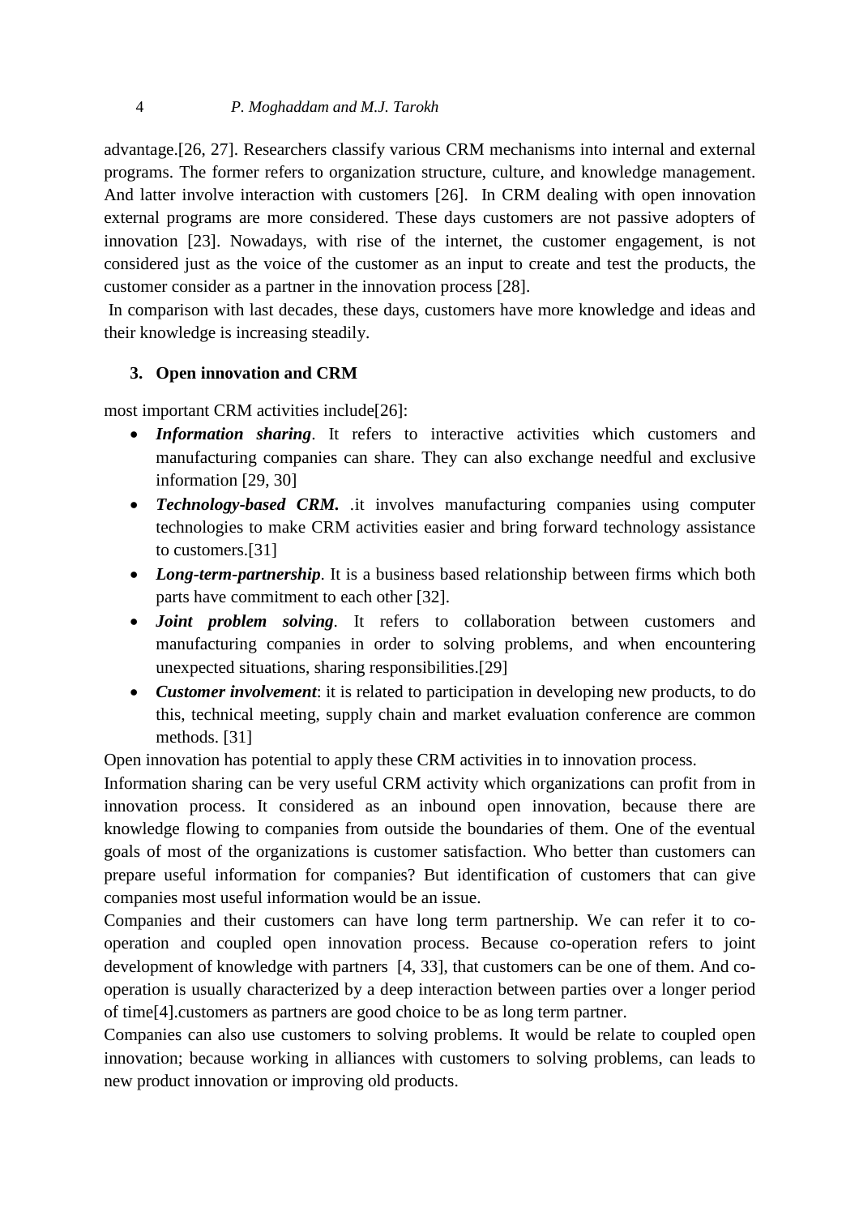advantage.[26, 27]. Researchers classify various CRM mechanisms into internal and external programs. The former refers to organization structure, culture, and knowledge management. And latter involve interaction with customers [26]. In CRM dealing with open innovation external programs are more considered. These days customers are not passive adopters of innovation [23]. Nowadays, with rise of the internet, the customer engagement, is not considered just as the voice of the customer as an input to create and test the products, the customer consider as a partner in the innovation process [28].

In comparison with last decades, these days, customers have more knowledge and ideas and their knowledge is increasing steadily.

## 3. Open innovation and CRM

most important CRM activities include[26]:

- ***Information sharing***. It refers to interactive activities which customers and manufacturing companies can share. They can also exchange needful and exclusive information [29, 30]
- ***Technology-based CRM.*** .it involves manufacturing companies using computer technologies to make CRM activities easier and bring forward technology assistance to customers.[31]
- ***Long-term-partnership***. It is a business based relationship between firms which both parts have commitment to each other [32].
- ***Joint problem solving***. It refers to collaboration between customers and manufacturing companies in order to solving problems, and when encountering unexpected situations, sharing responsibilities.[29]
- ***Customer involvement***: it is related to participation in developing new products, to do this, technical meeting, supply chain and market evaluation conference are common methods. [31]

Open innovation has potential to apply these CRM activities in to innovation process.

Information sharing can be very useful CRM activity which organizations can profit from in innovation process. It considered as an inbound open innovation, because there are knowledge flowing to companies from outside the boundaries of them. One of the eventual goals of most of the organizations is customer satisfaction. Who better than customers can prepare useful information for companies? But identification of customers that can give companies most useful information would be an issue.

Companies and their customers can have long term partnership. We can refer it to co-operation and coupled open innovation process. Because co-operation refers to joint development of knowledge with partners [4, 33], that customers can be one of them. And co-operation is usually characterized by a deep interaction between parties over a longer period of time[4].customers as partners are good choice to be as long term partner.

Companies can also use customers to solving problems. It would be relate to coupled open innovation; because working in alliances with customers to solving problems, can leads to new product innovation or improving old products.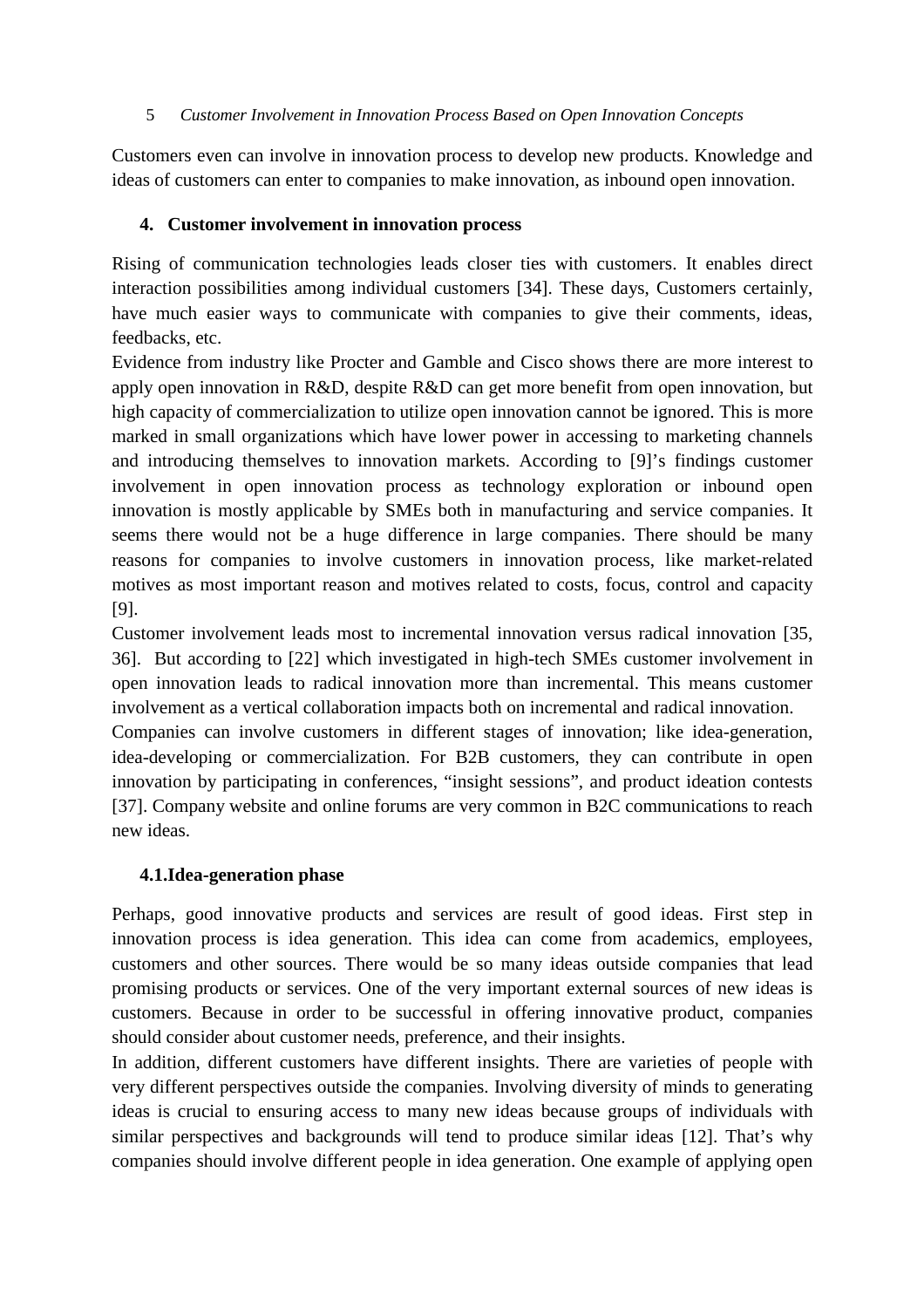Customers even can involve in innovation process to develop new products. Knowledge and ideas of customers can enter to companies to make innovation, as inbound open innovation.

## 4. Customer involvement in innovation process

Rising of communication technologies leads closer ties with customers. It enables direct interaction possibilities among individual customers [34]. These days, Customers certainly, have much easier ways to communicate with companies to give their comments, ideas, feedbacks, etc.

Evidence from industry like Procter and Gamble and Cisco shows there are more interest to apply open innovation in R&D, despite R&D can get more benefit from open innovation, but high capacity of commercialization to utilize open innovation cannot be ignored. This is more marked in small organizations which have lower power in accessing to marketing channels and introducing themselves to innovation markets. According to [9]'s findings customer involvement in open innovation process as technology exploration or inbound open innovation is mostly applicable by SMEs both in manufacturing and service companies. It seems there would not be a huge difference in large companies. There should be many reasons for companies to involve customers in innovation process, like market-related motives as most important reason and motives related to costs, focus, control and capacity [9].

Customer involvement leads most to incremental innovation versus radical innovation [35, 36]. But according to [22] which investigated in high-tech SMEs customer involvement in open innovation leads to radical innovation more than incremental. This means customer involvement as a vertical collaboration impacts both on incremental and radical innovation.

Companies can involve customers in different stages of innovation; like idea-generation, idea-developing or commercialization. For B2B customers, they can contribute in open innovation by participating in conferences, "insight sessions", and product ideation contests [37]. Company website and online forums are very common in B2C communications to reach new ideas.

### 4.1. Idea-generation phase

Perhaps, good innovative products and services are result of good ideas. First step in innovation process is idea generation. This idea can come from academics, employees, customers and other sources. There would be so many ideas outside companies that lead promising products or services. One of the very important external sources of new ideas is customers. Because in order to be successful in offering innovative product, companies should consider about customer needs, preference, and their insights.

In addition, different customers have different insights. There are varieties of people with very different perspectives outside the companies. Involving diversity of minds to generating ideas is crucial to ensuring access to many new ideas because groups of individuals with similar perspectives and backgrounds will tend to produce similar ideas [12]. That's why companies should involve different people in idea generation. One example of applying open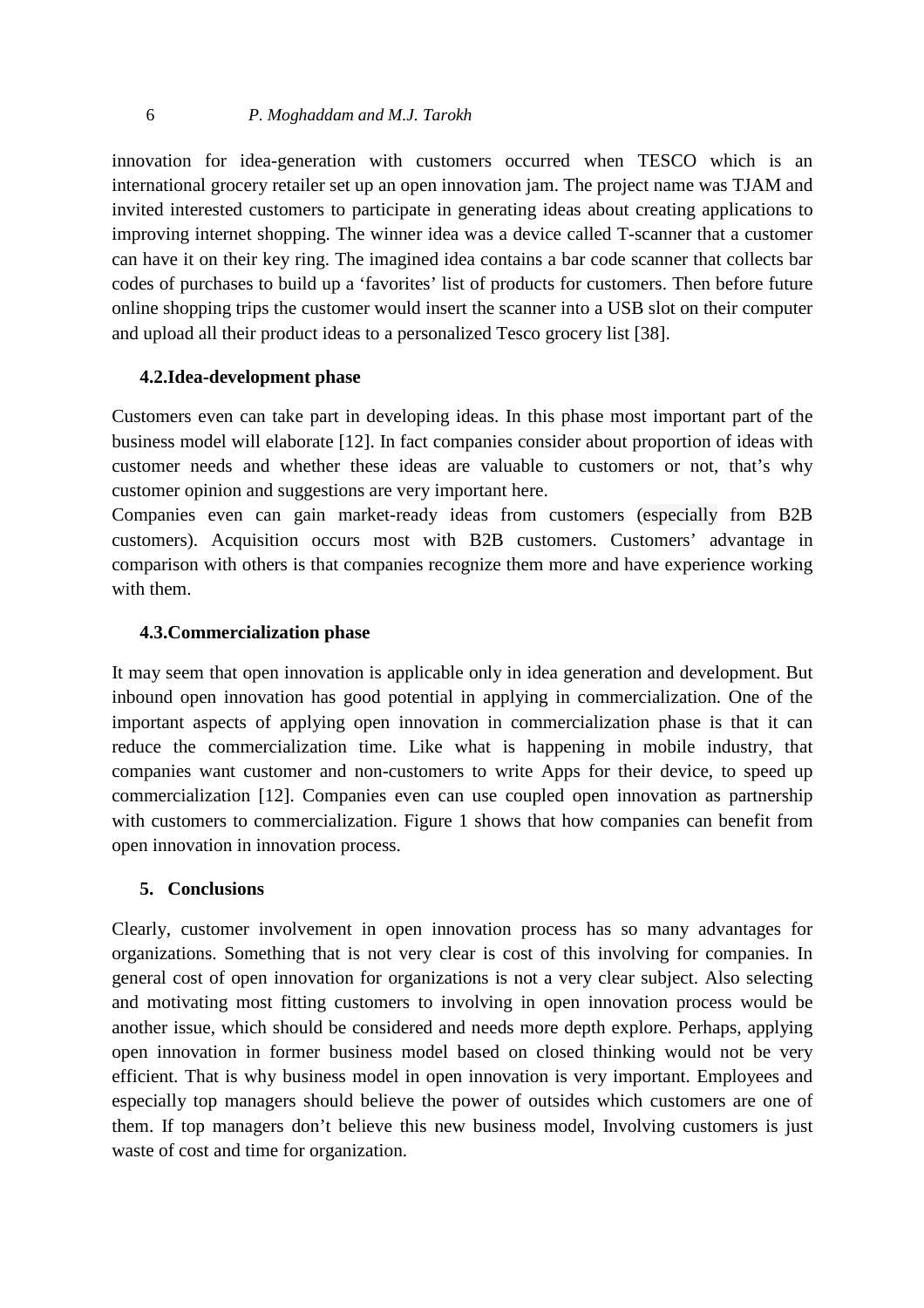innovation for idea-generation with customers occurred when TESCO which is an international grocery retailer set up an open innovation jam. The project name was TJAM and invited interested customers to participate in generating ideas about creating applications to improving internet shopping. The winner idea was a device called T-scanner that a customer can have it on their key ring. The imagined idea contains a bar code scanner that collects bar codes of purchases to build up a 'favorites' list of products for customers. Then before future online shopping trips the customer would insert the scanner into a USB slot on their computer and upload all their product ideas to a personalized Tesco grocery list [38].

### 4.2. Idea-development phase

Customers even can take part in developing ideas. In this phase most important part of the business model will elaborate [12]. In fact companies consider about proportion of ideas with customer needs and whether these ideas are valuable to customers or not, that's why customer opinion and suggestions are very important here.
Companies even can gain market-ready ideas from customers (especially from B2B customers). Acquisition occurs most with B2B customers. Customers' advantage in comparison with others is that companies recognize them more and have experience working with them.

### 4.3. Commercialization phase

It may seem that open innovation is applicable only in idea generation and development. But inbound open innovation has good potential in applying in commercialization. One of the important aspects of applying open innovation in commercialization phase is that it can reduce the commercialization time. Like what is happening in mobile industry, that companies want customer and non-customers to write Apps for their device, to speed up commercialization [12]. Companies even can use coupled open innovation as partnership with customers to commercialization. Figure 1 shows that how companies can benefit from open innovation in innovation process.

## 5. Conclusions

Clearly, customer involvement in open innovation process has so many advantages for organizations. Something that is not very clear is cost of this involving for companies. In general cost of open innovation for organizations is not a very clear subject. Also selecting and motivating most fitting customers to involving in open innovation process would be another issue, which should be considered and needs more depth explore. Perhaps, applying open innovation in former business model based on closed thinking would not be very efficient. That is why business model in open innovation is very important. Employees and especially top managers should believe the power of outsides which customers are one of them. If top managers don't believe this new business model, Involving customers is just waste of cost and time for organization.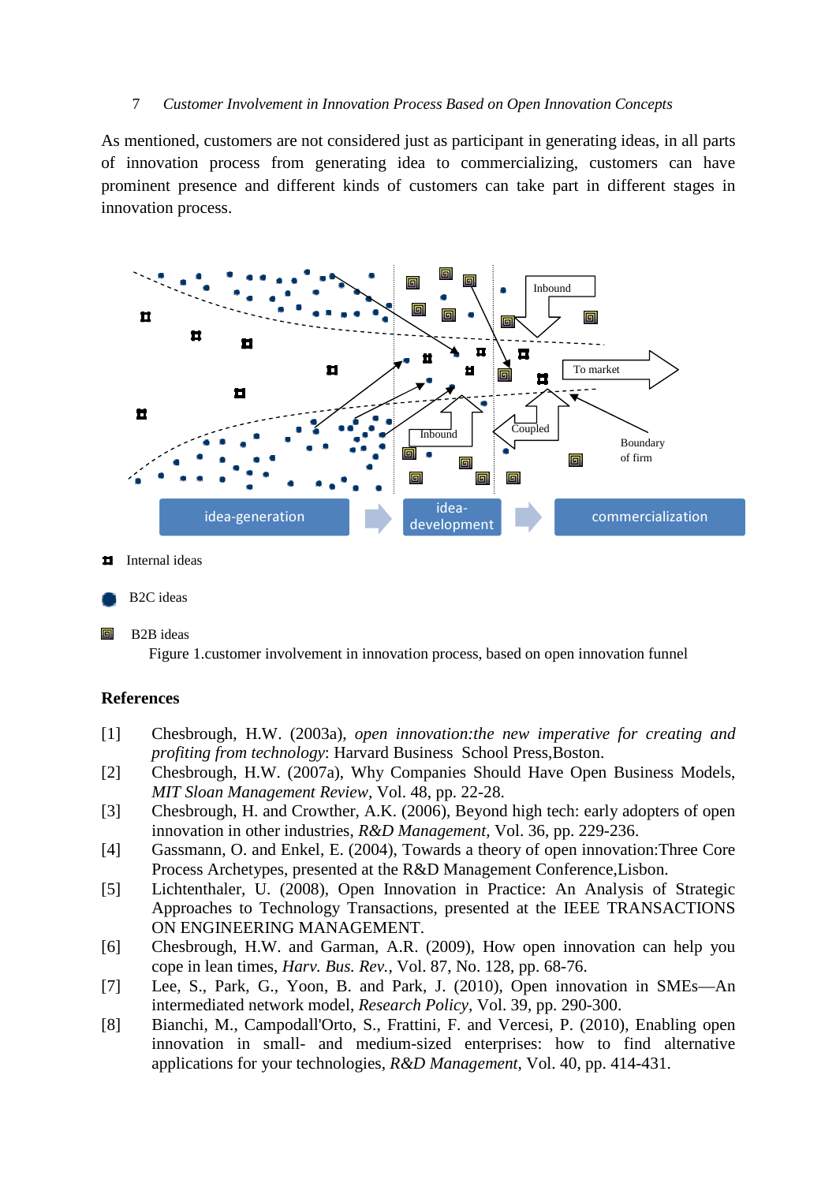As mentioned, customers are not considered just as participant in generating ideas, in all parts of innovation process from generating idea to commercializing, customers can have prominent presence and different kinds of customers can take part in different stages in innovation process.

Figure 1.customer involvement in innovation process, based on open innovation funnel

## References

[1] Chesbrough, H.W. (2003a), *open innovation:the new imperative for creating and profiting from technology*: Harvard Business School Press,Boston.

[2] Chesbrough, H.W. (2007a), Why Companies Should Have Open Business Models, *MIT Sloan Management Review*, Vol. 48, pp. 22-28.

[3] Chesbrough, H. and Crowther, A.K. (2006), Beyond high tech: early adopters of open innovation in other industries, *R&D Management*, Vol. 36, pp. 229-236.

[4] Gassmann, O. and Enkel, E. (2004), Towards a theory of open innovation:Three Core Process Archetypes, presented at the R&D Management Conference,Lisbon.

[5] Lichtenthaler, U. (2008), Open Innovation in Practice: An Analysis of Strategic Approaches to Technology Transactions, presented at the IEEE TRANSACTIONS ON ENGINEERING MANAGEMENT.

[6] Chesbrough, H.W. and Garman, A.R. (2009), How open innovation can help you cope in lean times, *Harv. Bus. Rev.*, Vol. 87, No. 128, pp. 68-76.

[7] Lee, S., Park, G., Yoon, B. and Park, J. (2010), Open innovation in SMEs—An intermediated network model, *Research Policy*, Vol. 39, pp. 290-300.

[8] Bianchi, M., Campodall'Orto, S., Frattini, F. and Vercesi, P. (2010), Enabling open innovation in small- and medium-sized enterprises: how to find alternative applications for your technologies, *R&D Management*, Vol. 40, pp. 414-431.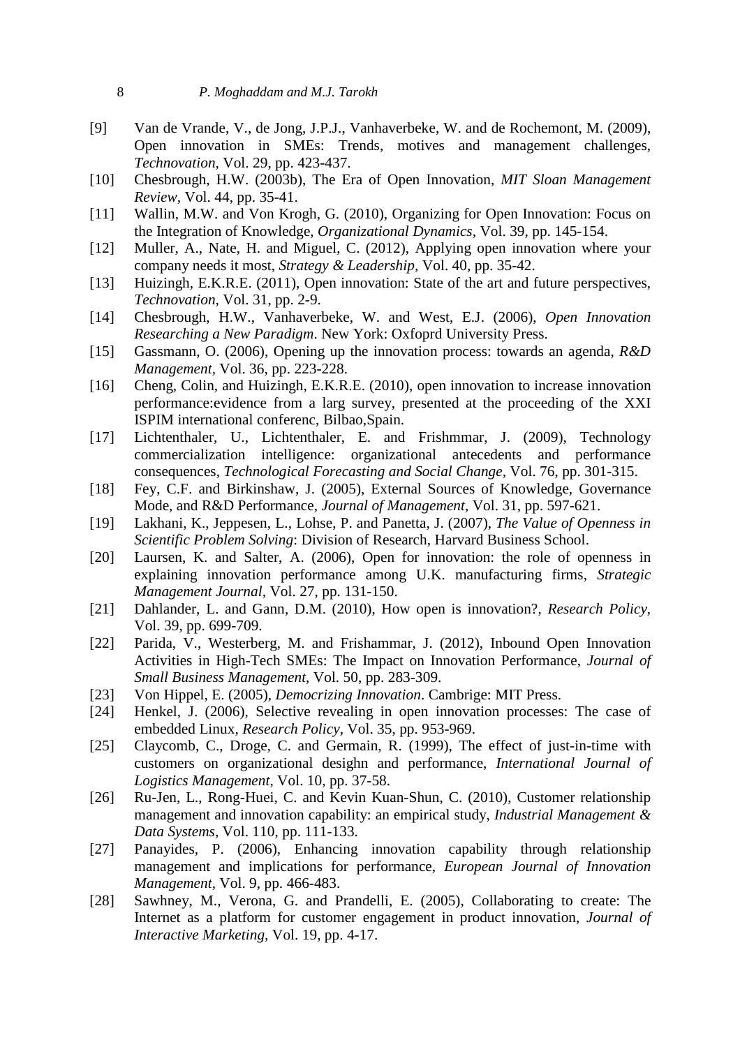[9] Van de Vrande, V., de Jong, J.P.J., Vanhaverbeke, W. and de Rochemont, M. (2009), Open innovation in SMEs: Trends, motives and management challenges, *Technovation*, Vol. 29, pp. 423-437.

[10] Chesbrough, H.W. (2003b), The Era of Open Innovation, *MIT Sloan Management Review*, Vol. 44, pp. 35-41.

[11] Wallin, M.W. and Von Krogh, G. (2010), Organizing for Open Innovation: Focus on the Integration of Knowledge, *Organizational Dynamics*, Vol. 39, pp. 145-154.

[12] Muller, A., Nate, H. and Miguel, C. (2012), Applying open innovation where your company needs it most, *Strategy & Leadership*, Vol. 40, pp. 35-42.

[13] Huizingh, E.K.R.E. (2011), Open innovation: State of the art and future perspectives, *Technovation*, Vol. 31, pp. 2-9.

[14] Chesbrough, H.W., Vanhaverbeke, W. and West, E.J. (2006), *Open Innovation Researching a New Paradigm*. New York: Oxfoprd University Press.

[15] Gassmann, O. (2006), Opening up the innovation process: towards an agenda, *R&D Management*, Vol. 36, pp. 223-228.

[16] Cheng, Colin, and Huizingh, E.K.R.E. (2010), open innovation to increase innovation performance:evidence from a larg survey, presented at the proceeding of the XXI ISPIM international conferenc, Bilbao,Spain.

[17] Lichtenthaler, U., Lichtenthaler, E. and Frishmmar, J. (2009), Technology commercialization intelligence: organizational antecedents and performance consequences, *Technological Forecasting and Social Change*, Vol. 76, pp. 301-315.

[18] Fey, C.F. and Birkinshaw, J. (2005), External Sources of Knowledge, Governance Mode, and R&D Performance, *Journal of Management*, Vol. 31, pp. 597-621.

[19] Lakhani, K., Jeppesen, L., Lohse, P. and Panetta, J. (2007), *The Value of Openness in Scientific Problem Solving*: Division of Research, Harvard Business School.

[20] Laursen, K. and Salter, A. (2006), Open for innovation: the role of openness in explaining innovation performance among U.K. manufacturing firms, *Strategic Management Journal*, Vol. 27, pp. 131-150.

[21] Dahlander, L. and Gann, D.M. (2010), How open is innovation?, *Research Policy*, Vol. 39, pp. 699-709.

[22] Parida, V., Westerberg, M. and Frishammar, J. (2012), Inbound Open Innovation Activities in High-Tech SMEs: The Impact on Innovation Performance, *Journal of Small Business Management*, Vol. 50, pp. 283-309.

[23] Von Hippel, E. (2005), *Democrizing Innovation*. Cambrige: MIT Press.

[24] Henkel, J. (2006), Selective revealing in open innovation processes: The case of embedded Linux, *Research Policy*, Vol. 35, pp. 953-969.

[25] Claycomb, C., Droge, C. and Germain, R. (1999), The effect of just-in-time with customers on organizational desighn and performance, *International Journal of Logistics Management*, Vol. 10, pp. 37-58.

[26] Ru-Jen, L., Rong-Huei, C. and Kevin Kuan-Shun, C. (2010), Customer relationship management and innovation capability: an empirical study, *Industrial Management & Data Systems*, Vol. 110, pp. 111-133.

[27] Panayides, P. (2006), Enhancing innovation capability through relationship management and implications for performance, *European Journal of Innovation Management*, Vol. 9, pp. 466-483.

[28] Sawhney, M., Verona, G. and Prandelli, E. (2005), Collaborating to create: The Internet as a platform for customer engagement in product innovation, *Journal of Interactive Marketing*, Vol. 19, pp. 4-17.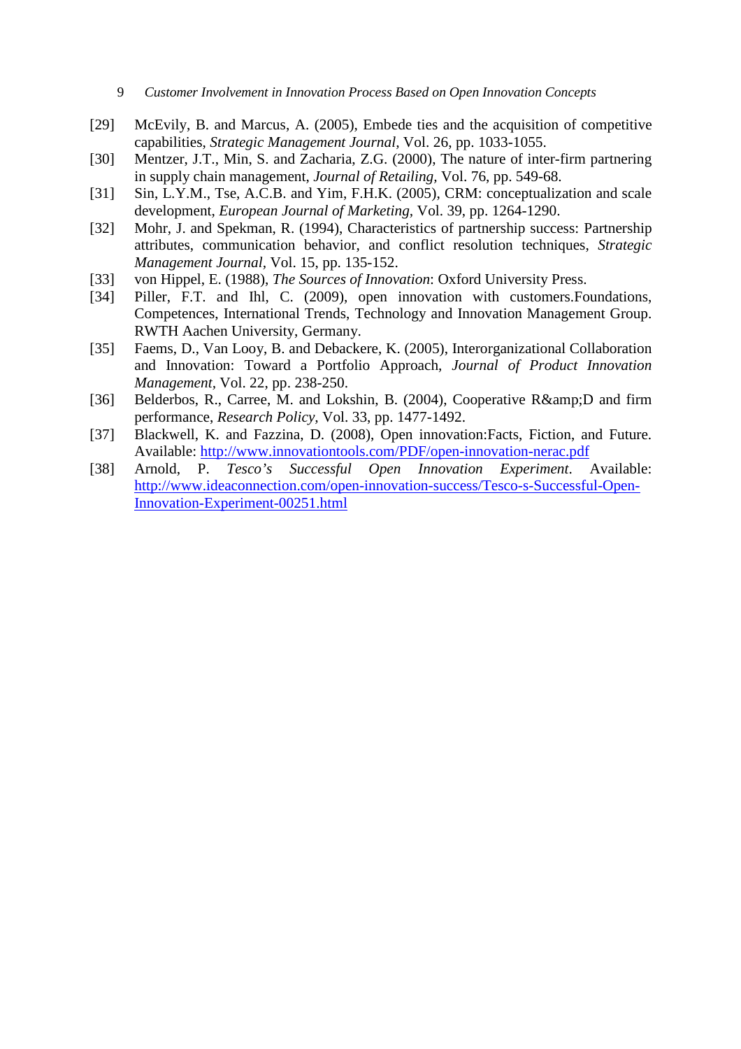[29] McEvily, B. and Marcus, A. (2005), Embede ties and the acquisition of competitive capabilities, *Strategic Management Journal,* Vol. 26, pp. 1033-1055.

[30] Mentzer, J.T., Min, S. and Zacharia, Z.G. (2000), The nature of inter-firm partnering in supply chain management, *Journal of Retailing,* Vol. 76, pp. 549-68.

[31] Sin, L.Y.M., Tse, A.C.B. and Yim, F.H.K. (2005), CRM: conceptualization and scale development, *European Journal of Marketing,* Vol. 39, pp. 1264-1290.

[32] Mohr, J. and Spekman, R. (1994), Characteristics of partnership success: Partnership attributes, communication behavior, and conflict resolution techniques, *Strategic Management Journal,* Vol. 15, pp. 135-152.

[33] von Hippel, E. (1988), *The Sources of Innovation*: Oxford University Press.

[34] Piller, F.T. and Ihl, C. (2009), open innovation with customers.Foundations, Competences, International Trends, Technology and Innovation Management Group. RWTH Aachen University, Germany.

[35] Faems, D., Van Looy, B. and Debackere, K. (2005), Interorganizational Collaboration and Innovation: Toward a Portfolio Approach, *Journal of Product Innovation Management,* Vol. 22, pp. 238-250.

[36] Belderbos, R., Carree, M. and Lokshin, B. (2004), Cooperative R&amp;D and firm performance, *Research Policy,* Vol. 33, pp. 1477-1492.

[37] Blackwell, K. and Fazzina, D. (2008), Open innovation:Facts, Fiction, and Future. Available: [http://www.innovationtools.com/PDF/open-innovation-nerac.pdf](http://www.innovationtools.com/PDF/open-innovation-nerac.pdf)

[38] Arnold, P. *Tesco's Successful Open Innovation Experiment*. Available: [http://www.ideaconnection.com/open-innovation-success/Tesco-s-Successful-Open-Innovation-Experiment-00251.html](http://www.ideaconnection.com/open-innovation-success/Tesco-s-Successful-Open-Innovation-Experiment-00251.html)